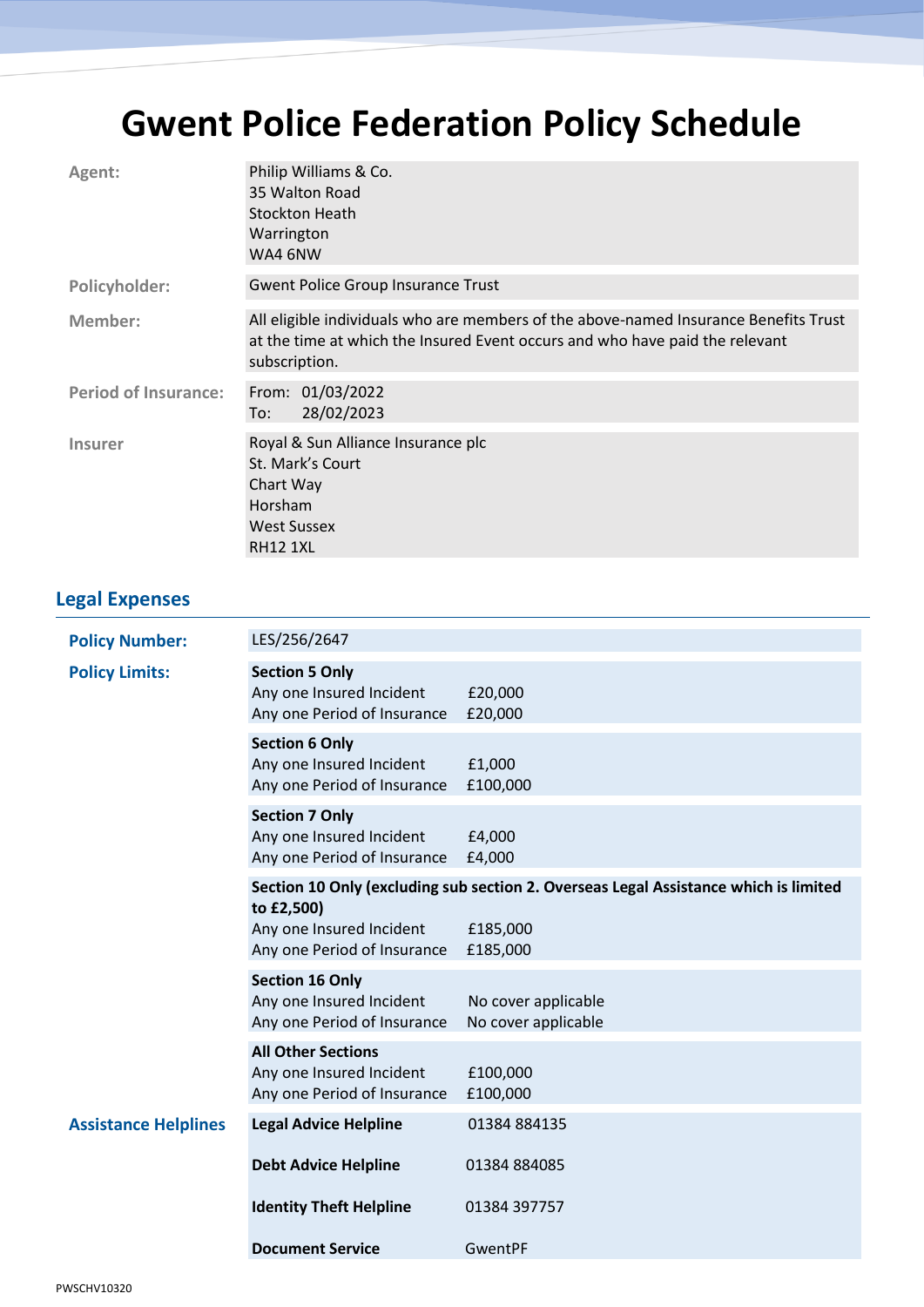# Gwent Police Federation Policy Schedule

| | |
|---|---|
| **Agent:** | Philip Williams & Co.<br>35 Walton Road<br>Stockton Heath<br>Warrington<br>WA4 6NW |
| **Policyholder:** | Gwent Police Group Insurance Trust |
| **Member:** | All eligible individuals who are members of the above-named Insurance Benefits Trust at the time at which the Insured Event occurs and who have paid the relevant subscription. |
| **Period of Insurance:** | From: 01/03/2022<br>To: 28/02/2023 |
| **Insurer** | Royal & Sun Alliance Insurance plc<br>St. Mark's Court<br>Chart Way<br>Horsham<br>West Sussex<br>RH12 1XL |

## Legal Expenses

| | | |
|---|---|---|
| **Policy Number:** | LES/256/2647 | |
| **Policy Limits:** | **Section 5 Only** | |
| | Any one Insured Incident | £20,000 |
| | Any one Period of Insurance | £20,000 |
| | **Section 6 Only** | |
| | Any one Insured Incident | £1,000 |
| | Any one Period of Insurance | £100,000 |
| | **Section 7 Only** | |
| | Any one Insured Incident | £4,000 |
| | Any one Period of Insurance | £4,000 |
| | **Section 10 Only (excluding sub section 2. Overseas Legal Assistance which is limited to £2,500)** | |
| | Any one Insured Incident | £185,000 |
| | Any one Period of Insurance | £185,000 |
| | **Section 16 Only** | |
| | Any one Insured Incident | No cover applicable |
| | Any one Period of Insurance | No cover applicable |
| | **All Other Sections** | |
| | Any one Insured Incident | £100,000 |
| | Any one Period of Insurance | £100,000 |
| **Assistance Helplines** | **Legal Advice Helpline** | 01384 884135 |
| | **Debt Advice Helpline** | 01384 884085 |
| | **Identity Theft Helpline** | 01384 397757 |
| | **Document Service** | GwentPF |

PWSCHV10320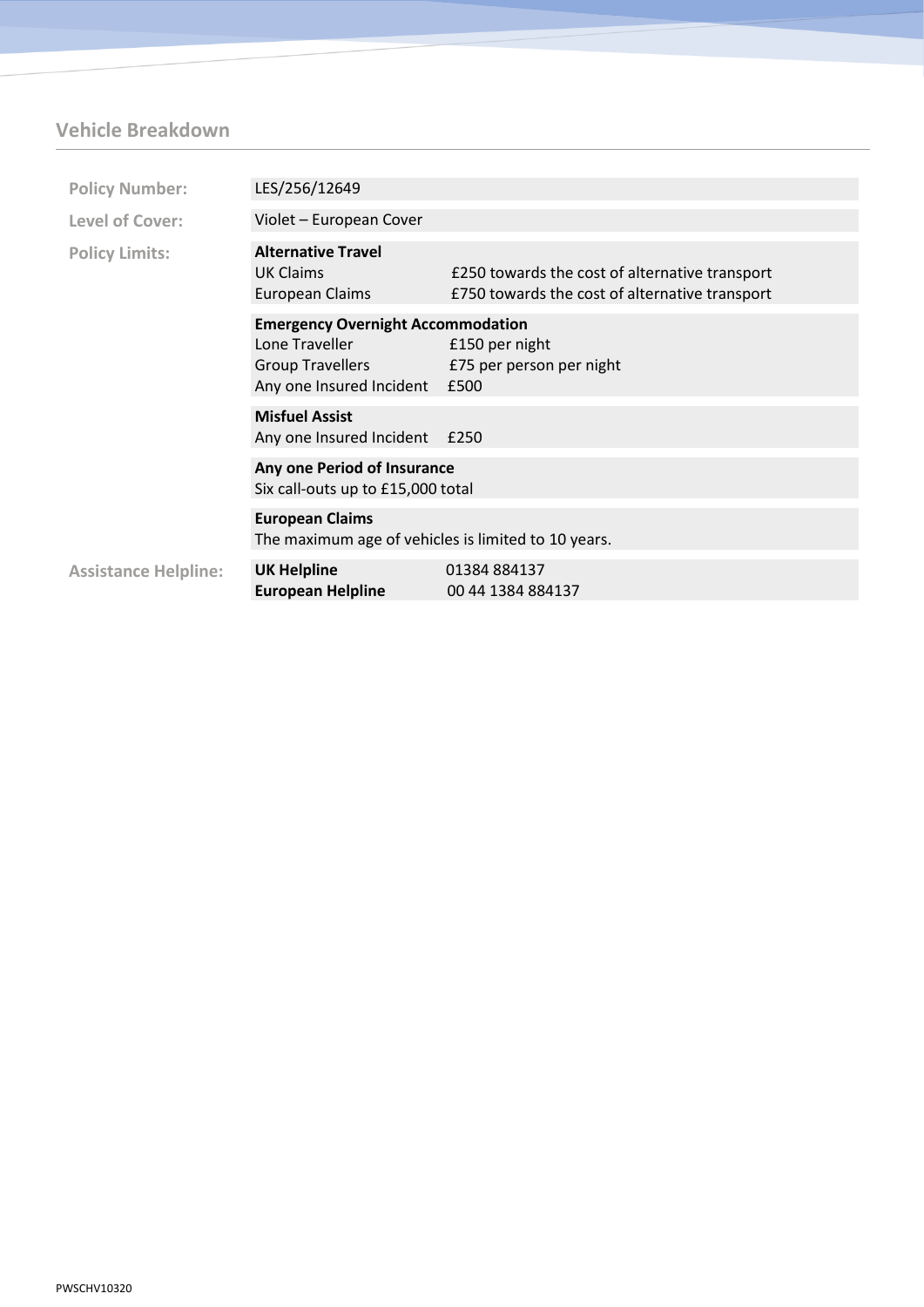## Vehicle Breakdown

| | |
|---|---|
| **Policy Number:** | LES/256/12649 |
| **Level of Cover:** | Violet – European Cover |
| **Policy Limits:** | **Alternative Travel**<br>UK Claims — £250 towards the cost of alternative transport<br>European Claims — £750 towards the cost of alternative transport |
| | **Emergency Overnight Accommodation**<br>Lone Traveller — £150 per night<br>Group Travellers — £75 per person per night<br>Any one Insured Incident — £500 |
| | **Misfuel Assist**<br>Any one Insured Incident — £250 |
| | **Any one Period of Insurance**<br>Six call-outs up to £15,000 total |
| | **European Claims**<br>The maximum age of vehicles is limited to 10 years. |
| **Assistance Helpline:** | **UK Helpline** — 01384 884137<br>**European Helpline** — 00 44 1384 884137 |

PWSCHV10320